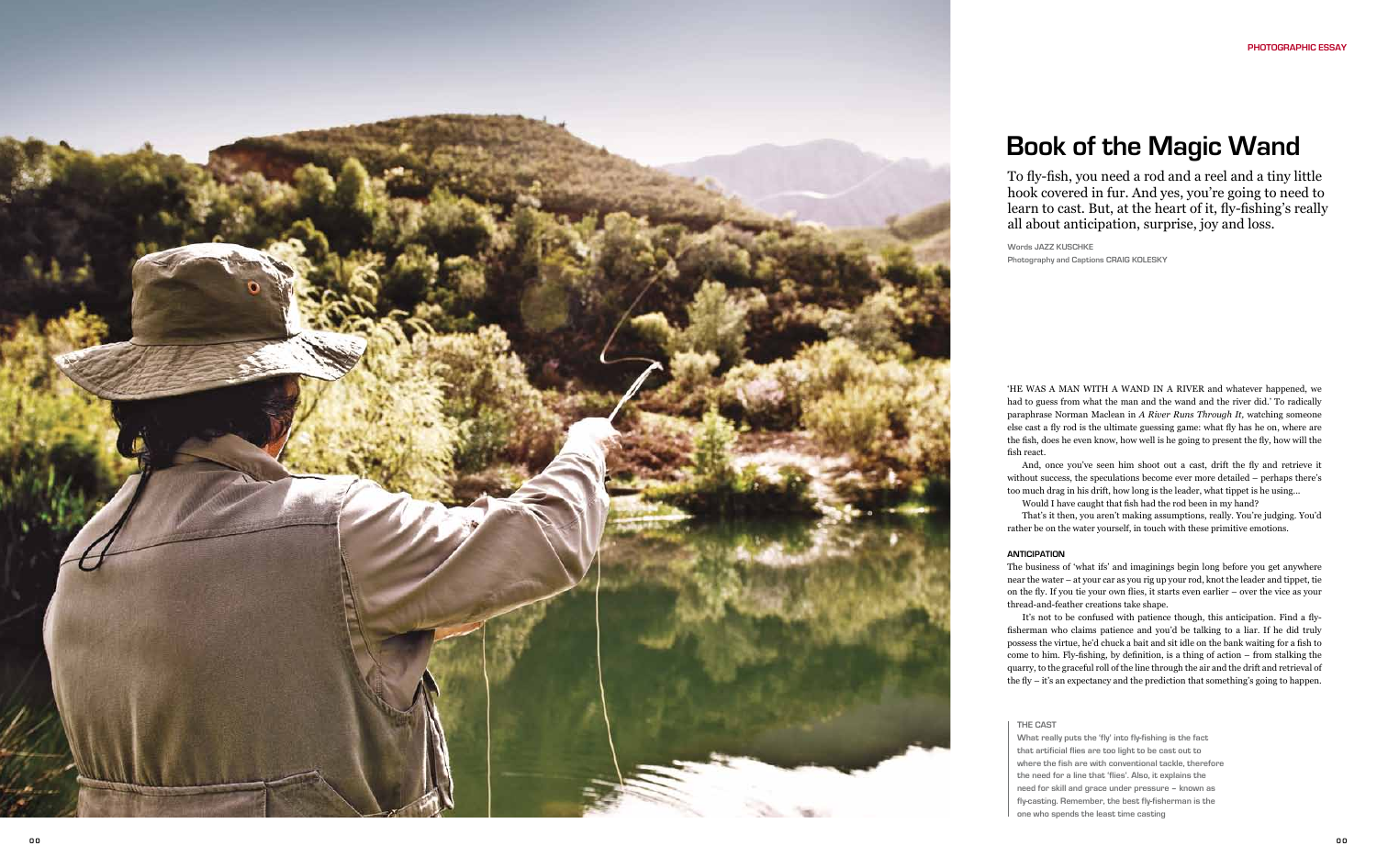PHOTOGRAPHIC ESSAY

# Book of the Magic Wand

To fly-fish, you need a rod and a reel and a tiny little hook covered in fur. And yes, you're going to need to learn to cast. But, at the heart of it, fly-fishing's really all about anticipation, surprise, joy and loss.

Words **JAZZ KUSCHKE**
Photography and Captions **CRAIG KOLESKY**

'HE WAS A MAN WITH A WAND IN A RIVER and whatever happened, we had to guess from what the man and the wand and the river did.' To radically paraphrase Norman Maclean in *A River Runs Through It*, watching someone else cast a fly rod is the ultimate guessing game: what fly has he on, where are the fish, does he even know, how well is he going to present the fly, how will the fish react.

And, once you've seen him shoot out a cast, drift the fly and retrieve it without success, the speculations become ever more detailed – perhaps there's too much drag in his drift, how long is the leader, what tippet is he using…

Would I have caught that fish had the rod been in my hand?

That's it then, you aren't making assumptions, really. You're judging. You'd rather be on the water yourself, in touch with these primitive emotions.

## ANTICIPATION

The business of 'what ifs' and imaginings begin long before you get anywhere near the water – at your car as you rig up your rod, knot the leader and tippet, tie on the fly. If you tie your own flies, it starts even earlier – over the vice as your thread-and-feather creations take shape.

It's not to be confused with patience though, this anticipation. Find a fly-fisherman who claims patience and you'd be talking to a liar. If he did truly possess the virtue, he'd chuck a bait and sit idle on the bank waiting for a fish to come to him. Fly-fishing, by definition, is a thing of action – from stalking the quarry, to the graceful roll of the line through the air and the drift and retrieval of the fly – it's an expectancy and the prediction that something's going to happen.

**THE CAST**
What really puts the 'fly' into fly-fishing is the fact that artificial flies are too light to be cast out to where the fish are with conventional tackle, therefore the need for a line that 'flies'. Also, it explains the need for skill and grace under pressure – known as fly-casting. Remember, the best fly-fisherman is the one who spends the least time casting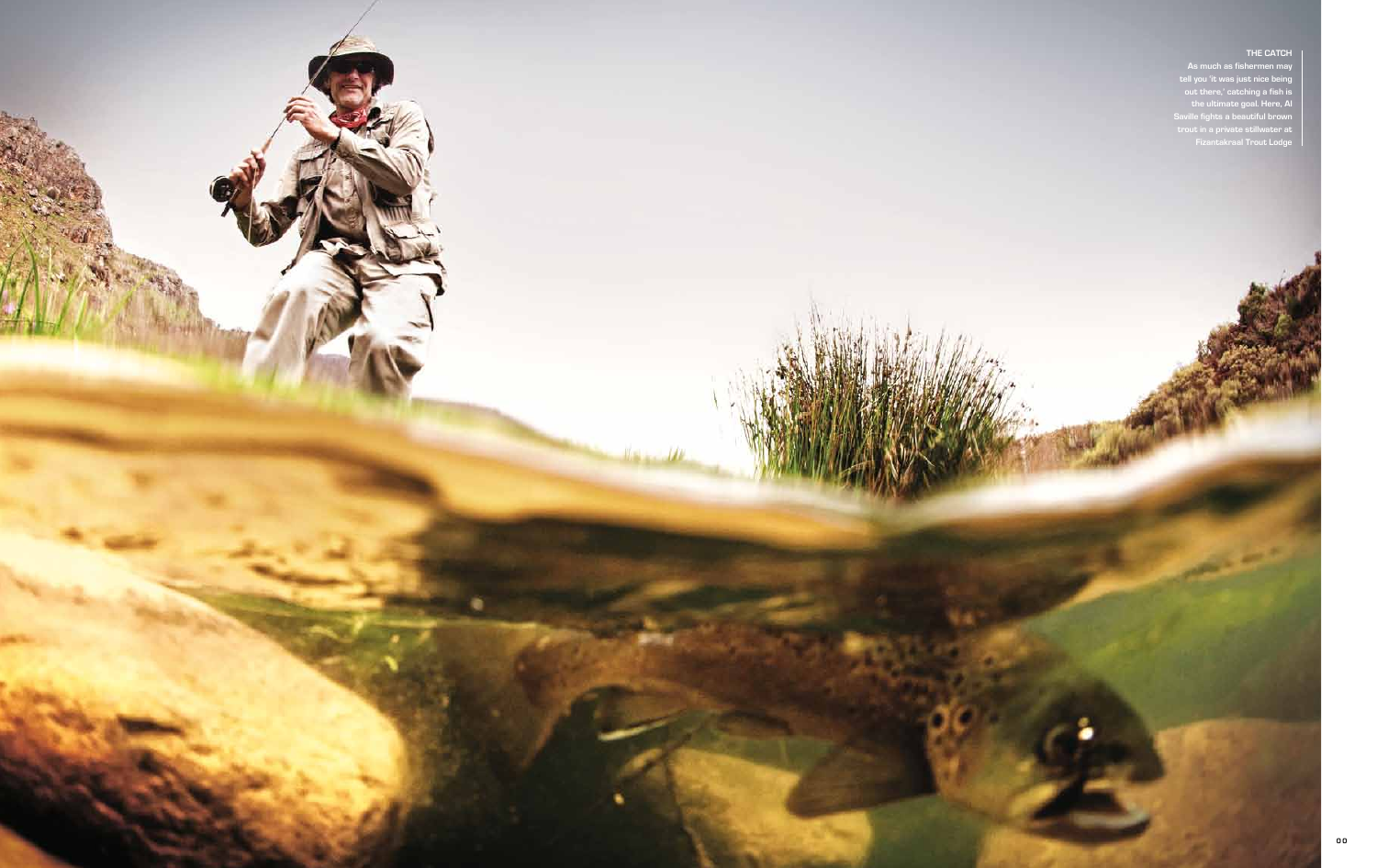**THE CATCH**

As much as fishermen may tell you 'it was just nice being out there,' catching a fish is the ultimate goal. Here, Al Saville fights a beautiful brown trout in a private stillwater at Fizantakraal Trout Lodge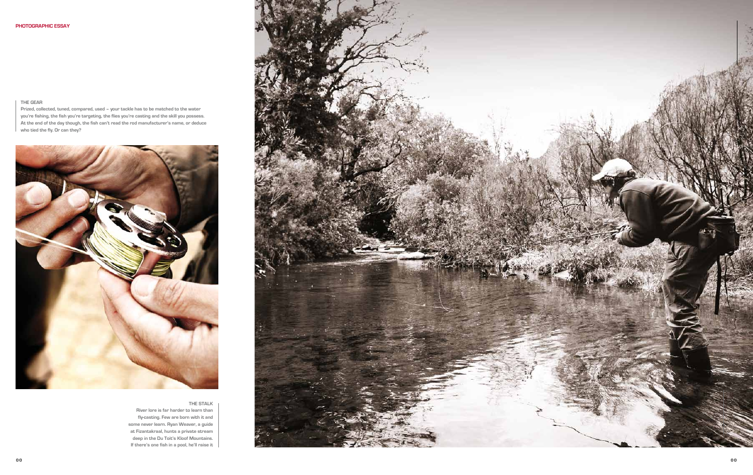PHOTOGRAPHIC ESSAY

THE GEAR

Prized, collected, tuned, compared, used – your tackle has to be matched to the water you're fishing, the fish you're targeting, the flies you're casting and the skill you possess. At the end of the day though, the fish can't read the rod manufacturer's name, or deduce who tied the fly. Or can they?

THE STALK

River lore is far harder to learn than fly-casting. Few are born with it and some never learn. Ryan Weaver, a guide at Fizantakraal, hunts a private stream deep in the Du Toit's Kloof Mountains. If there's one fish in a pool, he'll raise it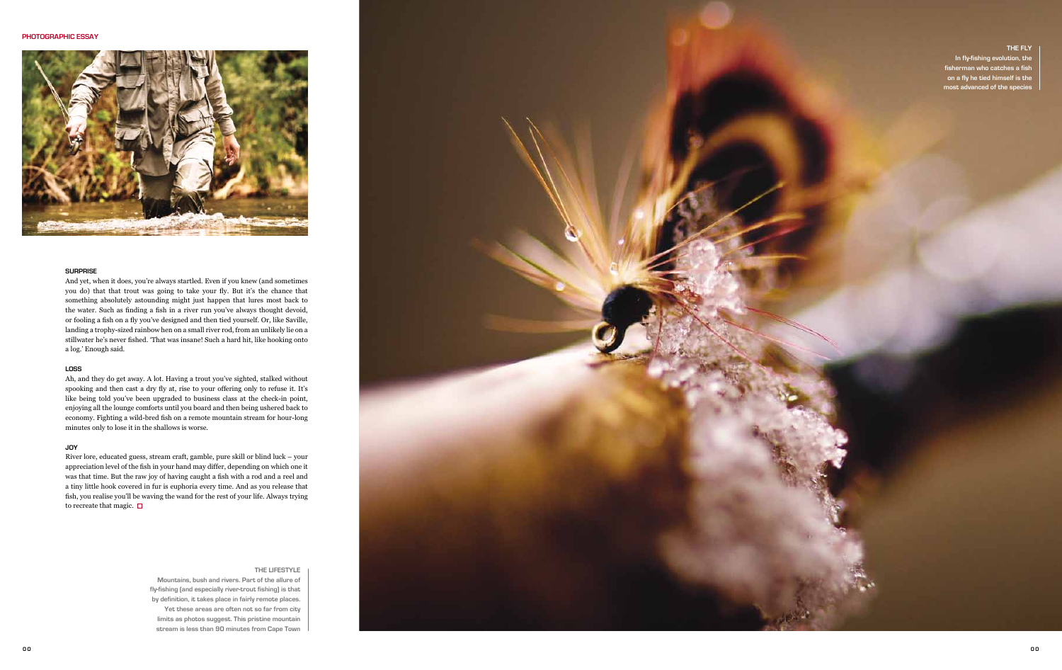## SURPRISE

And yet, when it does, you're always startled. Even if you knew (and sometimes you do) that that trout was going to take your fly. But it's the chance that something absolutely astounding might just happen that lures most back to the water. Such as finding a fish in a river run you've always thought devoid, or fooling a fish on a fly you've designed and then tied yourself. Or, like Saville, landing a trophy-sized rainbow hen on a small river rod, from an unlikely lie on a stillwater he's never fished. 'That was insane! Such a hard hit, like hooking onto a log.' Enough said.

## LOSS

Ah, and they do get away. A lot. Having a trout you've sighted, stalked without spooking and then cast a dry fly at, rise to your offering only to refuse it. It's like being told you've been upgraded to business class at the check-in point, enjoying all the lounge comforts until you board and then being ushered back to economy. Fighting a wild-bred fish on a remote mountain stream for hour-long minutes only to lose it in the shallows is worse.

## JOY

River lore, educated guess, stream craft, gamble, pure skill or blind luck – your appreciation level of the fish in your hand may differ, depending on which one it was that time. But the raw joy of having caught a fish with a rod and a reel and a tiny little hook covered in fur is euphoria every time. And as you release that fish, you realise you'll be waving the wand for the rest of your life. Always trying to recreate that magic. □

**THE LIFESTYLE**

Mountains, bush and rivers. Part of the allure of fly-fishing (and especially river-trout fishing) is that by definition, it takes place in fairly remote places. Yet these areas are often not so far from city limits as photos suggest. This pristine mountain stream is less than 90 minutes from Cape Town

**THE FLY**

In fly-fishing evolution, the fisherman who catches a fish on a fly he tied himself is the most advanced of the species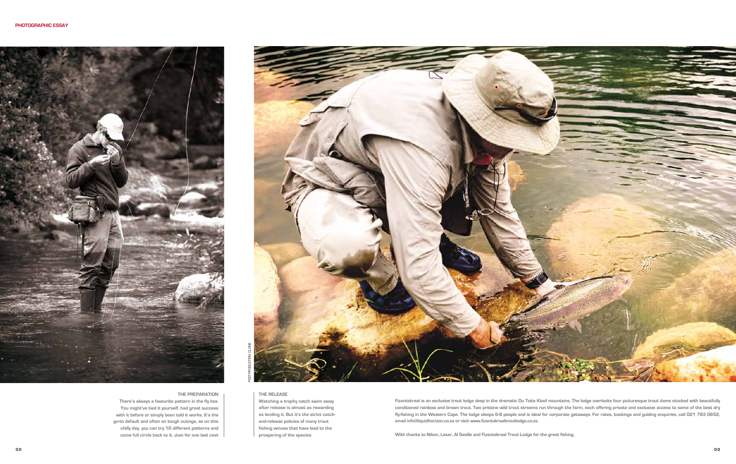PHOTOGRAPHIC ESSAY

POST-PRODUCTION: CLONE

### THE PREPARATION

There's always a favourite pattern in the fly box. You might've tied it yourself, had great success with it before or simply been told it works. It's the go-to default and often on tough outings, as on this chilly day, you can try 10 different patterns and come full circle back to it. Just for one last cast

### THE RELEASE

Watching a trophy catch swim away after release is almost as rewarding as landing it. But it's the strict catch-and-release policies of many trout fishing venues that have lead to the prospering of the species

Fizantakraal is an exclusive trout lodge deep in the dramatic Du Toits Kloof mountains. The lodge overlooks four picturesque trout dams stocked with beautifully conditioned rainbow and brown trout. Two pristine wild trout streams run through the farm, each offering private and exclusive access to some of the best dry fly-fishing in the Western Cape. The lodge sleeps 6-8 people and is ideal for corporate getaways. For rates, bookings and guiding enquiries, call 021 783 0652, email info@liquidhorizon.co.za or visit www.fizantakraaltroutlodge.co.za.

With thanks to Nikon, Lexar, Al Saville and Fizantakraal Trout Lodge for the great fishing.